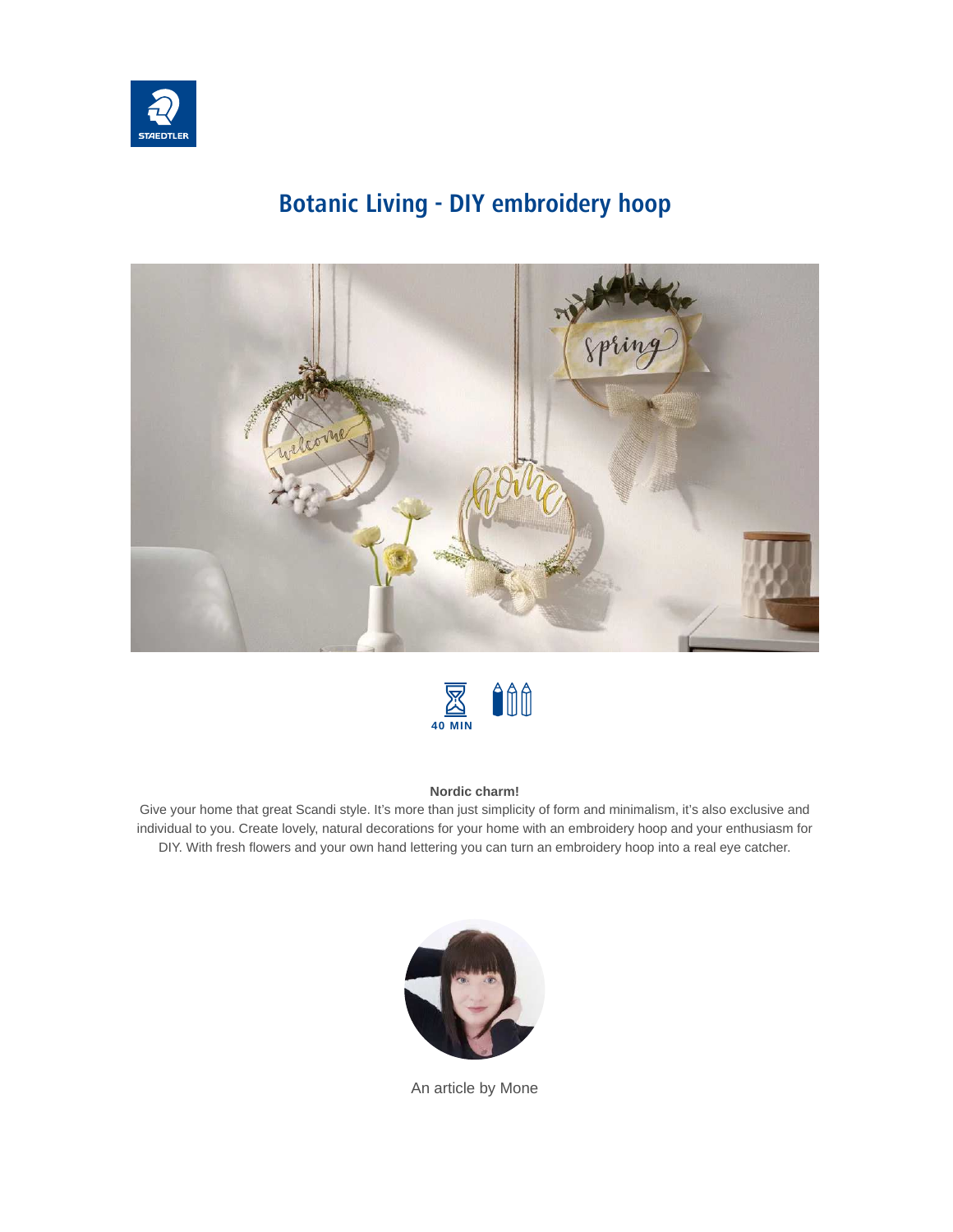# Botanic Living - DIY embroidery hoop

40 MIN

**Nordic charm!**

Give your home that great Scandi style. It's more than just simplicity of form and minimalism, it's also exclusive and individual to you. Create lovely, natural decorations for your home with an embroidery hoop and your enthusiasm for DIY. With fresh flowers and your own hand lettering you can turn an embroidery hoop into a real eye catcher.

An article by Mone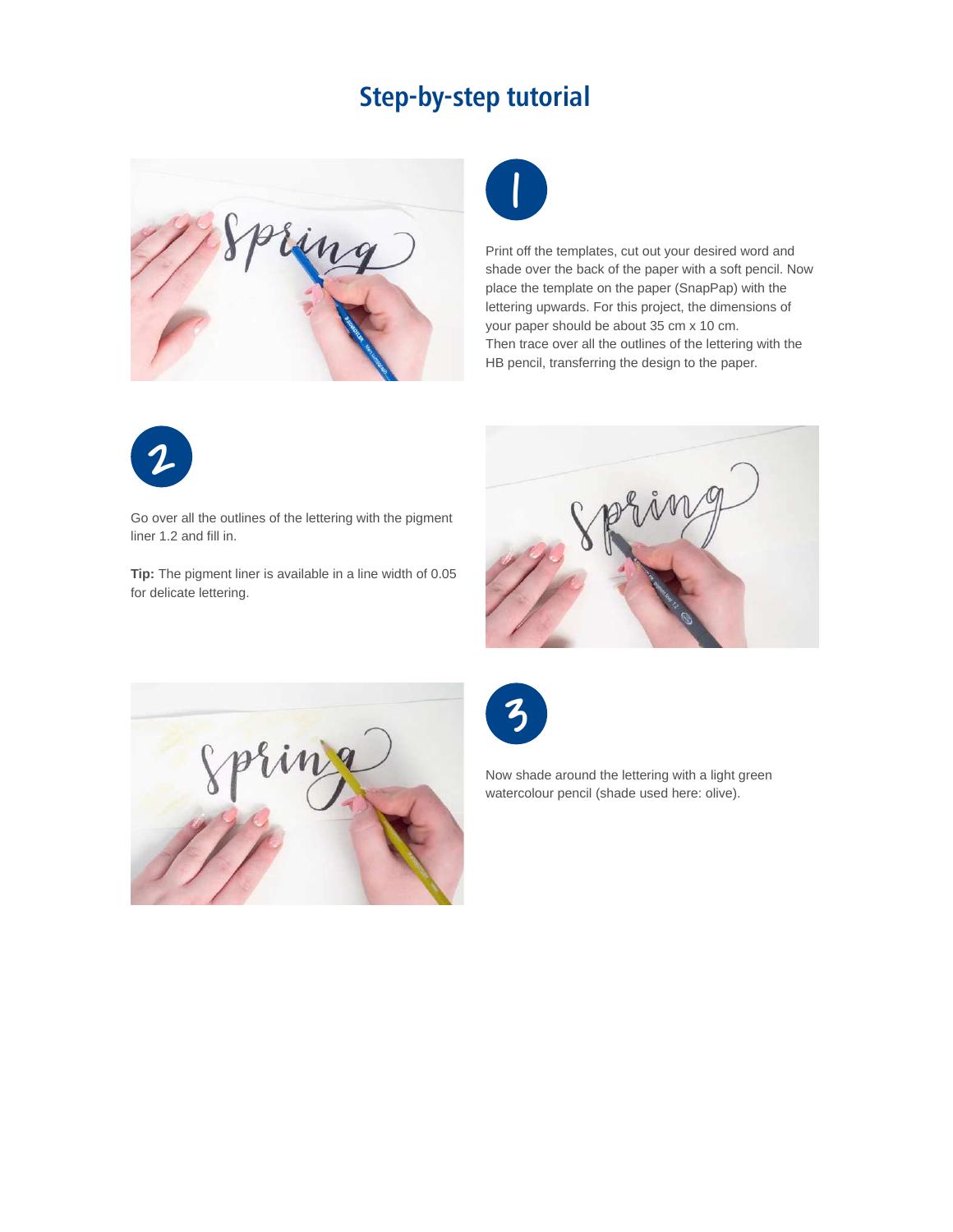# Step-by-step tutorial

1

Print off the templates, cut out your desired word and shade over the back of the paper with a soft pencil. Now place the template on the paper (SnapPap) with the lettering upwards. For this project, the dimensions of your paper should be about 35 cm x 10 cm.
Then trace over all the outlines of the lettering with the HB pencil, transferring the design to the paper.

2

Go over all the outlines of the lettering with the pigment liner 1.2 and fill in.

**Tip:** The pigment liner is available in a line width of 0.05 for delicate lettering.

3

Now shade around the lettering with a light green watercolour pencil (shade used here: olive).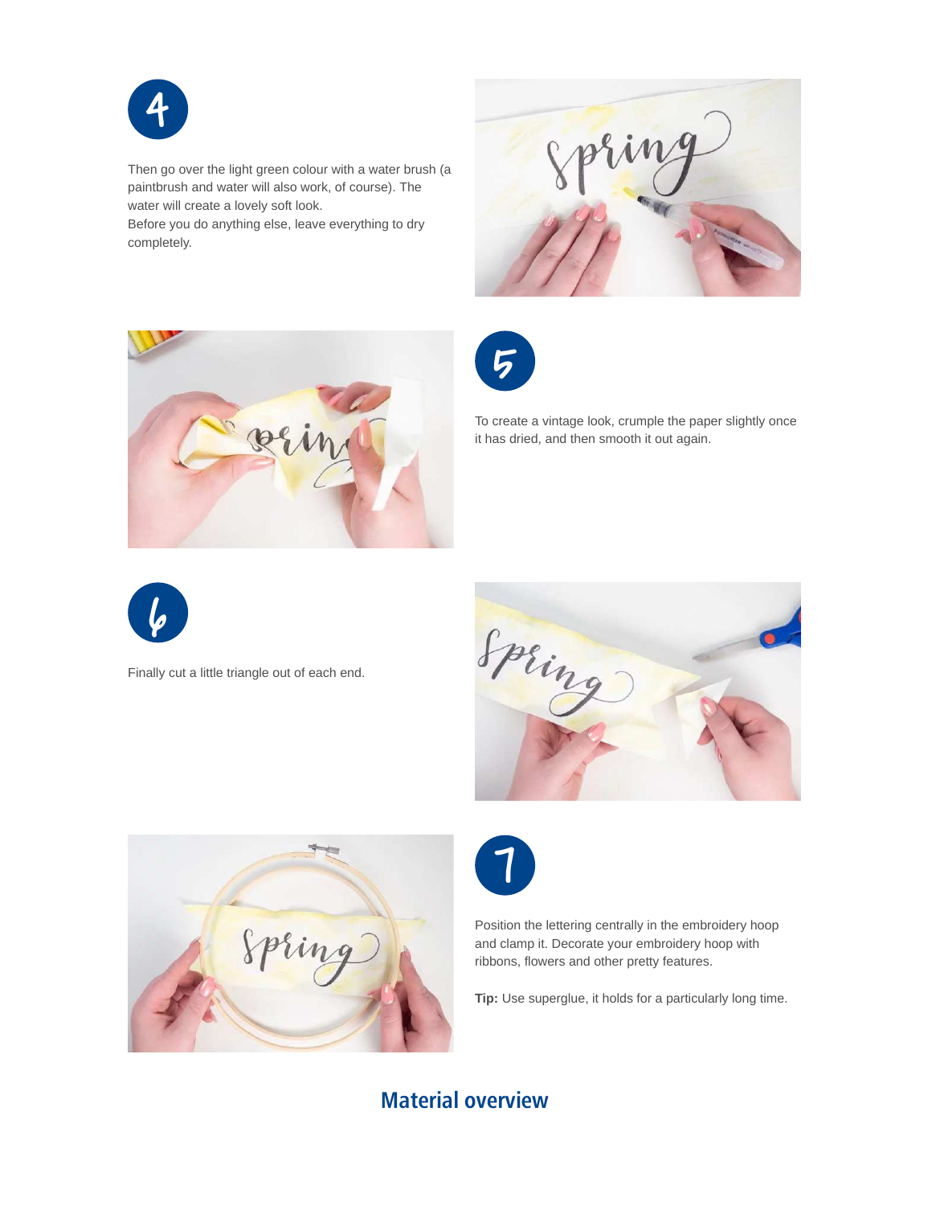4

Then go over the light green colour with a water brush (a paintbrush and water will also work, of course). The water will create a lovely soft look.
Before you do anything else, leave everything to dry completely.

5

To create a vintage look, crumple the paper slightly once it has dried, and then smooth it out again.

6

Finally cut a little triangle out of each end.

7

Position the lettering centrally in the embroidery hoop and clamp it. Decorate your embroidery hoop with ribbons, flowers and other pretty features.

**Tip:** Use superglue, it holds for a particularly long time.

## Material overview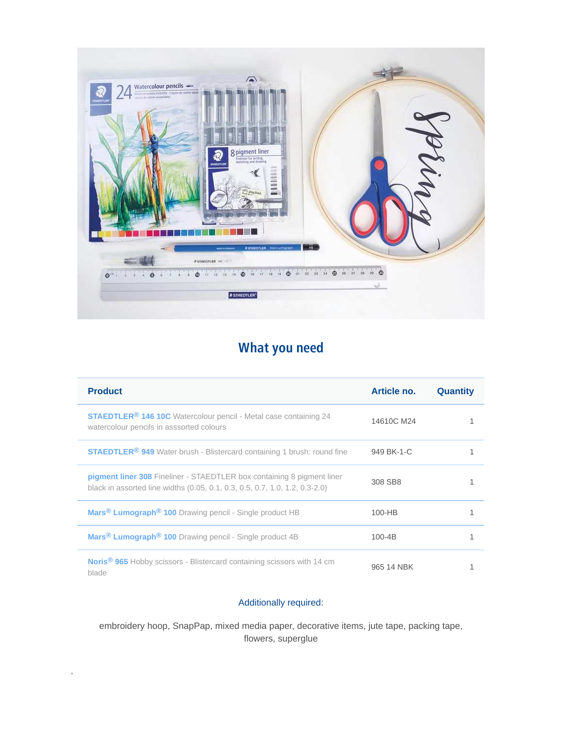## What you need

| Product | Article no. | Quantity |
|---|---|---|
| **STAEDTLER® 146 10C** Watercolour pencil - Metal case containing 24 watercolour pencils in asssorted colours | 14610C M24 | 1 |
| **STAEDTLER® 949** Water brush - Blistercard containing 1 brush: round fine | 949 BK-1-C | 1 |
| **pigment liner 308** Fineliner - STAEDTLER box containing 8 pigment liner black in assorted line widths (0.05, 0.1, 0.3, 0.5, 0.7, 1.0, 1.2, 0.3-2.0) | 308 SB8 | 1 |
| **Mars® Lumograph® 100** Drawing pencil - Single product HB | 100-HB | 1 |
| **Mars® Lumograph® 100** Drawing pencil - Single product 4B | 100-4B | 1 |
| **Noris® 965** Hobby scissors - Blistercard containing scissors with 14 cm blade | 965 14 NBK | 1 |

Additionally required:

embroidery hoop, SnapPap, mixed media paper, decorative items, jute tape, packing tape, flowers, superglue